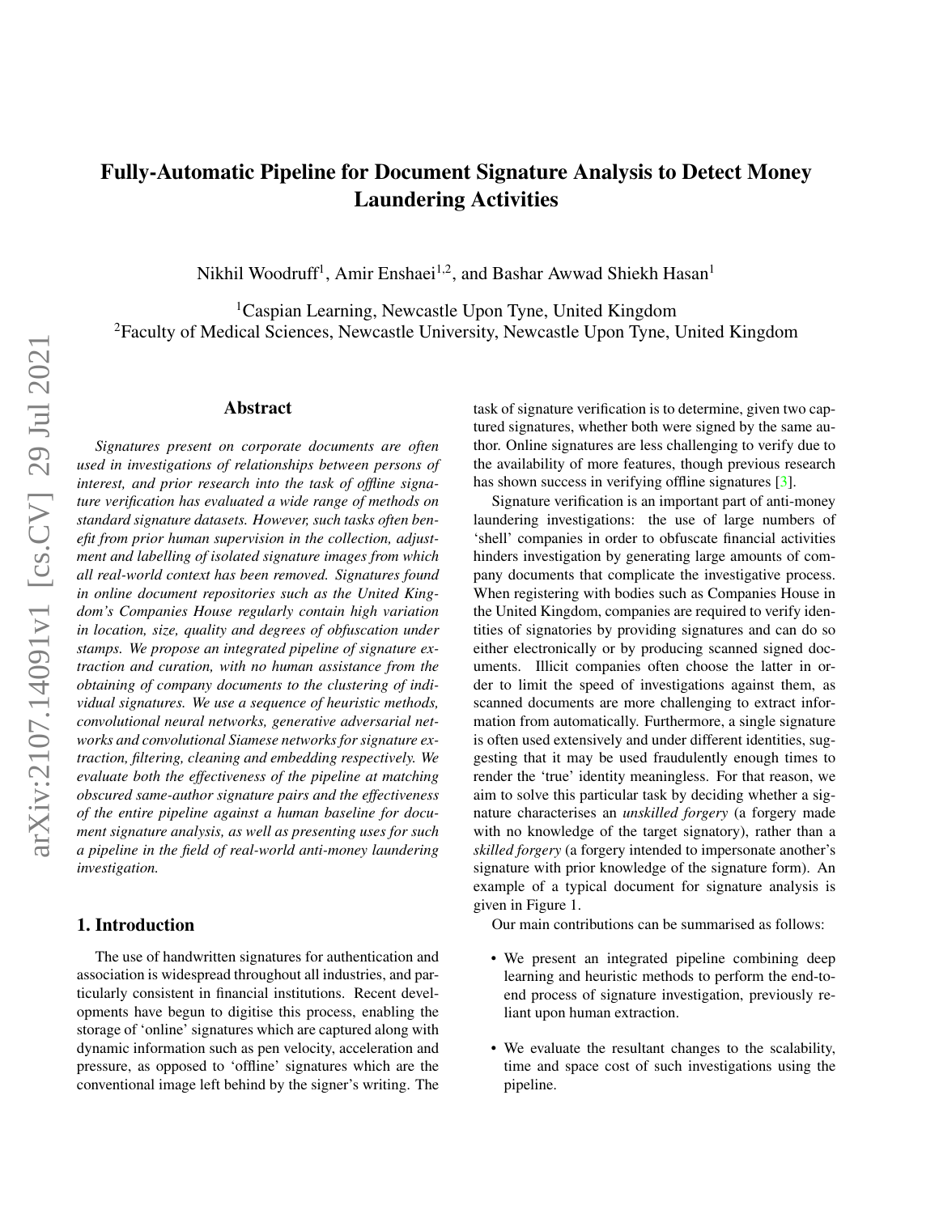# Fully-Automatic Pipeline for Document Signature Analysis to Detect Money Laundering Activities

Nikhil Woodruff[1], Amir Enshaei[1,2], and Bashar Awwad Shiekh Hasan[1]

[1]Caspian Learning, Newcastle Upon Tyne, United Kingdom
[2]Faculty of Medical Sciences, Newcastle University, Newcastle Upon Tyne, United Kingdom

## Abstract

*Signatures present on corporate documents are often used in investigations of relationships between persons of interest, and prior research into the task of offline signature verification has evaluated a wide range of methods on standard signature datasets. However, such tasks often benefit from prior human supervision in the collection, adjustment and labelling of isolated signature images from which all real-world context has been removed. Signatures found in online document repositories such as the United Kingdom's Companies House regularly contain high variation in location, size, quality and degrees of obfuscation under stamps. We propose an integrated pipeline of signature extraction and curation, with no human assistance from the obtaining of company documents to the clustering of individual signatures. We use a sequence of heuristic methods, convolutional neural networks, generative adversarial networks and convolutional Siamese networks for signature extraction, filtering, cleaning and embedding respectively. We evaluate both the effectiveness of the pipeline at matching obscured same-author signature pairs and the effectiveness of the entire pipeline against a human baseline for document signature analysis, as well as presenting uses for such a pipeline in the field of real-world anti-money laundering investigation.*

## 1. Introduction

The use of handwritten signatures for authentication and association is widespread throughout all industries, and particularly consistent in financial institutions. Recent developments have begun to digitise this process, enabling the storage of 'online' signatures which are captured along with dynamic information such as pen velocity, acceleration and pressure, as opposed to 'offline' signatures which are the conventional image left behind by the signer's writing. The task of signature verification is to determine, given two captured signatures, whether both were signed by the same author. Online signatures are less challenging to verify due to the availability of more features, though previous research has shown success in verifying offline signatures [3].

Signature verification is an important part of anti-money laundering investigations: the use of large numbers of 'shell' companies in order to obfuscate financial activities hinders investigation by generating large amounts of company documents that complicate the investigative process. When registering with bodies such as Companies House in the United Kingdom, companies are required to verify identities of signatories by providing signatures and can do so either electronically or by producing scanned signed documents. Illicit companies often choose the latter in order to limit the speed of investigations against them, as scanned documents are more challenging to extract information from automatically. Furthermore, a single signature is often used extensively and under different identities, suggesting that it may be used fraudulently enough times to render the 'true' identity meaningless. For that reason, we aim to solve this particular task by deciding whether a signature characterises an *unskilled forgery* (a forgery made with no knowledge of the target signatory), rather than a *skilled forgery* (a forgery intended to impersonate another's signature with prior knowledge of the signature form). An example of a typical document for signature analysis is given in Figure 1.

Our main contributions can be summarised as follows:

- We present an integrated pipeline combining deep learning and heuristic methods to perform the end-to-end process of signature investigation, previously reliant upon human extraction.
- We evaluate the resultant changes to the scalability, time and space cost of such investigations using the pipeline.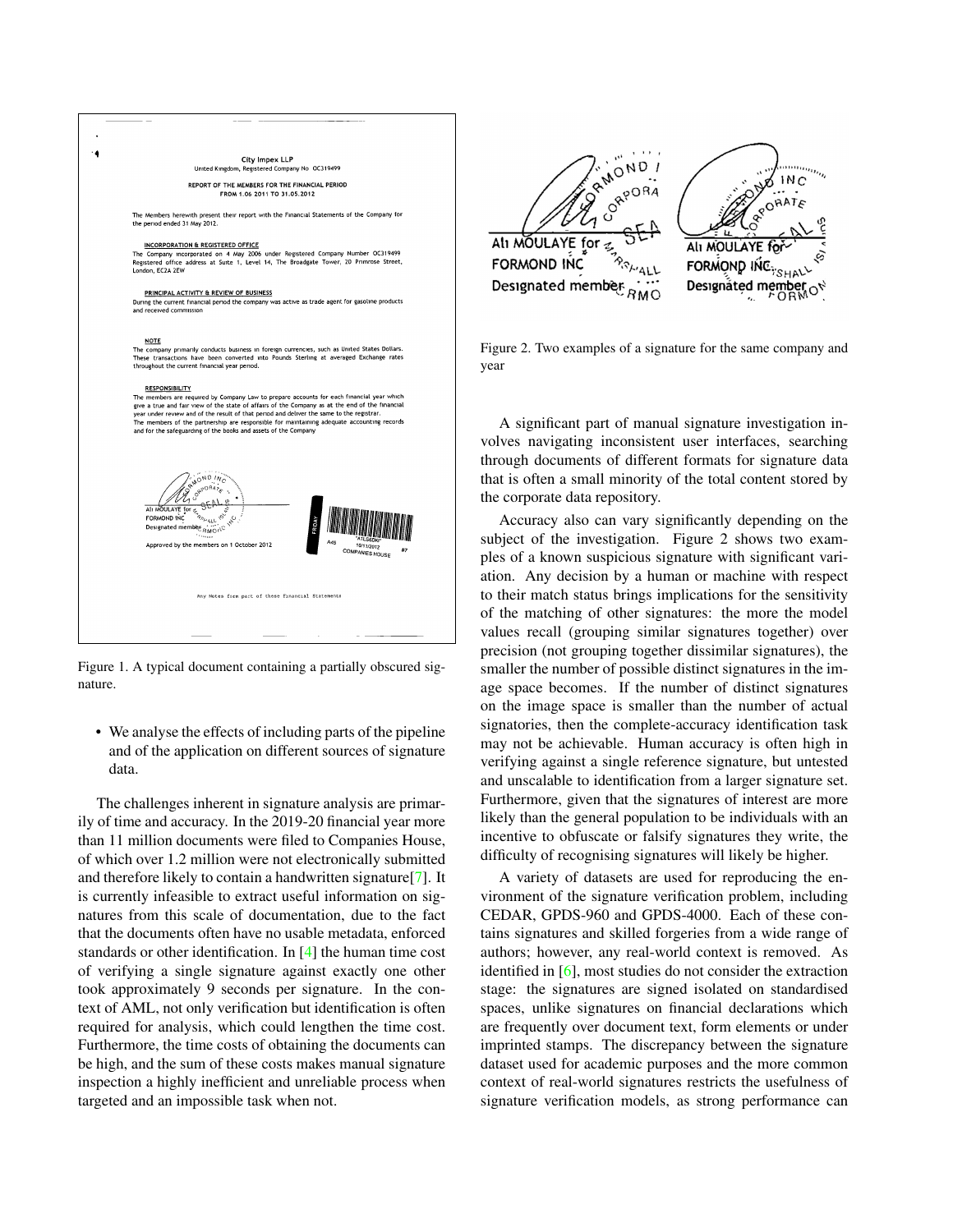Figure 1. A typical document containing a partially obscured signature.

- We analyse the effects of including parts of the pipeline and of the application on different sources of signature data.

The challenges inherent in signature analysis are primarily of time and accuracy. In the 2019-20 financial year more than 11 million documents were filed to Companies House, of which over 1.2 million were not electronically submitted and therefore likely to contain a handwritten signature[7]. It is currently infeasible to extract useful information on signatures from this scale of documentation, due to the fact that the documents often have no usable metadata, enforced standards or other identification. In [4] the human time cost of verifying a single signature against exactly one other took approximately 9 seconds per signature. In the context of AML, not only verification but identification is often required for analysis, which could lengthen the time cost. Furthermore, the time costs of obtaining the documents can be high, and the sum of these costs makes manual signature inspection a highly inefficient and unreliable process when targeted and an impossible task when not.

Figure 2. Two examples of a signature for the same company and year

A significant part of manual signature investigation involves navigating inconsistent user interfaces, searching through documents of different formats for signature data that is often a small minority of the total content stored by the corporate data repository.

Accuracy also can vary significantly depending on the subject of the investigation. Figure 2 shows two examples of a known suspicious signature with significant variation. Any decision by a human or machine with respect to their match status brings implications for the sensitivity of the matching of other signatures: the more the model values recall (grouping similar signatures together) over precision (not grouping together dissimilar signatures), the smaller the number of possible distinct signatures in the image space becomes. If the number of distinct signatures on the image space is smaller than the number of actual signatories, then the complete-accuracy identification task may not be achievable. Human accuracy is often high in verifying against a single reference signature, but untested and unscalable to identification from a larger signature set. Furthermore, given that the signatures of interest are more likely than the general population to be individuals with an incentive to obfuscate or falsify signatures they write, the difficulty of recognising signatures will likely be higher.

A variety of datasets are used for reproducing the environment of the signature verification problem, including CEDAR, GPDS-960 and GPDS-4000. Each of these contains signatures and skilled forgeries from a wide range of authors; however, any real-world context is removed. As identified in [6], most studies do not consider the extraction stage: the signatures are signed isolated on standardised spaces, unlike signatures on financial declarations which are frequently over document text, form elements or under imprinted stamps. The discrepancy between the signature dataset used for academic purposes and the more common context of real-world signatures restricts the usefulness of signature verification models, as strong performance can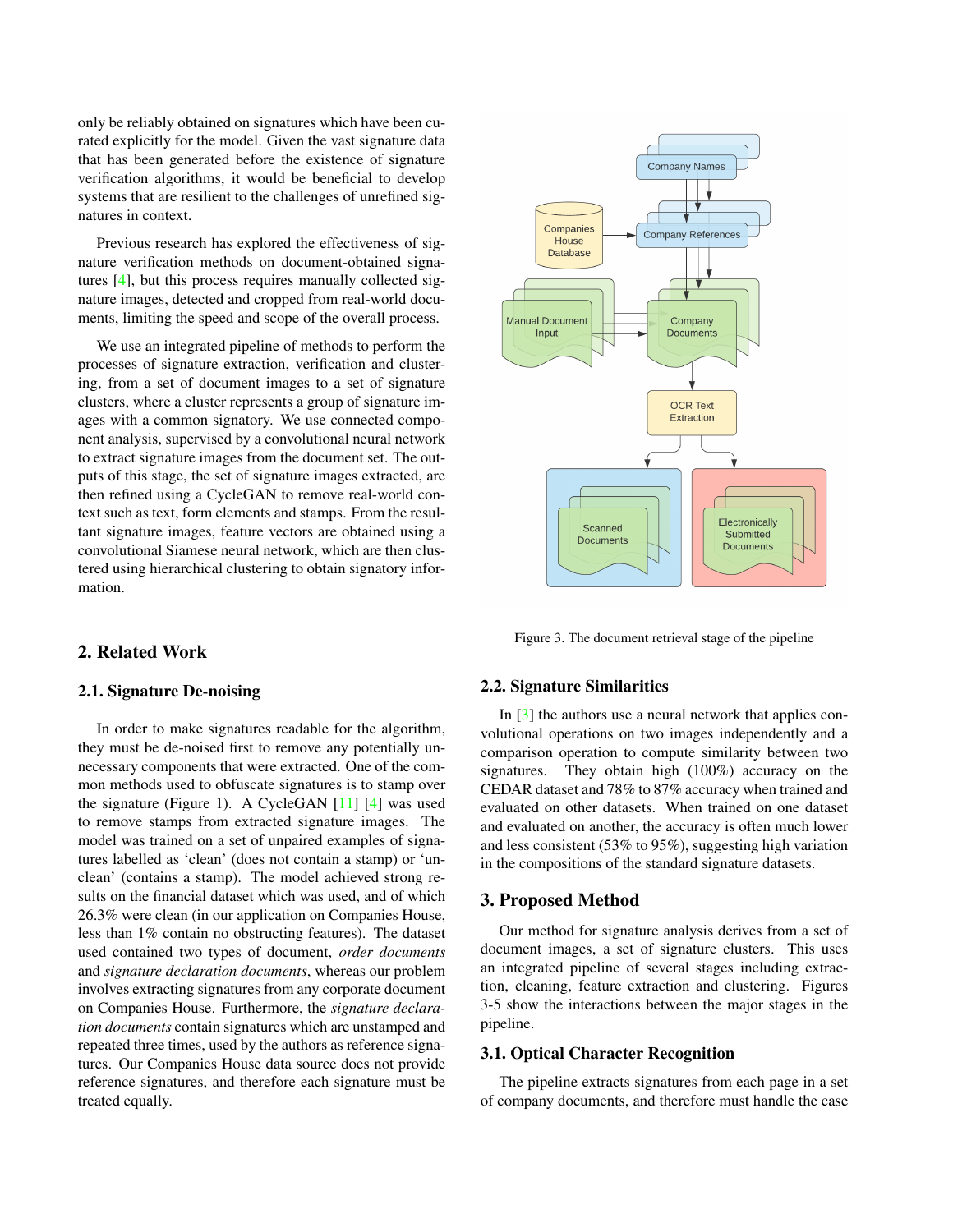only be reliably obtained on signatures which have been curated explicitly for the model. Given the vast signature data that has been generated before the existence of signature verification algorithms, it would be beneficial to develop systems that are resilient to the challenges of unrefined signatures in context.

Previous research has explored the effectiveness of signature verification methods on document-obtained signatures [4], but this process requires manually collected signature images, detected and cropped from real-world documents, limiting the speed and scope of the overall process.

We use an integrated pipeline of methods to perform the processes of signature extraction, verification and clustering, from a set of document images to a set of signature clusters, where a cluster represents a group of signature images with a common signatory. We use connected component analysis, supervised by a convolutional neural network to extract signature images from the document set. The outputs of this stage, the set of signature images extracted, are then refined using a CycleGAN to remove real-world context such as text, form elements and stamps. From the resultant signature images, feature vectors are obtained using a convolutional Siamese neural network, which are then clustered using hierarchical clustering to obtain signatory information.

Figure 3. The document retrieval stage of the pipeline

## 2. Related Work

### 2.1. Signature De-noising

In order to make signatures readable for the algorithm, they must be de-noised first to remove any potentially unnecessary components that were extracted. One of the common methods used to obfuscate signatures is to stamp over the signature (Figure 1). A CycleGAN [11] [4] was used to remove stamps from extracted signature images. The model was trained on a set of unpaired examples of signatures labelled as 'clean' (does not contain a stamp) or 'unclean' (contains a stamp). The model achieved strong results on the financial dataset which was used, and of which 26.3% were clean (in our application on Companies House, less than 1% contain no obstructing features). The dataset used contained two types of document, *order documents* and *signature declaration documents*, whereas our problem involves extracting signatures from any corporate document on Companies House. Furthermore, the *signature declaration documents* contain signatures which are unstamped and repeated three times, used by the authors as reference signatures. Our Companies House data source does not provide reference signatures, and therefore each signature must be treated equally.

### 2.2. Signature Similarities

In [3] the authors use a neural network that applies convolutional operations on two images independently and a comparison operation to compute similarity between two signatures. They obtain high (100%) accuracy on the CEDAR dataset and 78% to 87% accuracy when trained and evaluated on other datasets. When trained on one dataset and evaluated on another, the accuracy is often much lower and less consistent (53% to 95%), suggesting high variation in the compositions of the standard signature datasets.

## 3. Proposed Method

Our method for signature analysis derives from a set of document images, a set of signature clusters. This uses an integrated pipeline of several stages including extraction, cleaning, feature extraction and clustering. Figures 3-5 show the interactions between the major stages in the pipeline.

### 3.1. Optical Character Recognition

The pipeline extracts signatures from each page in a set of company documents, and therefore must handle the case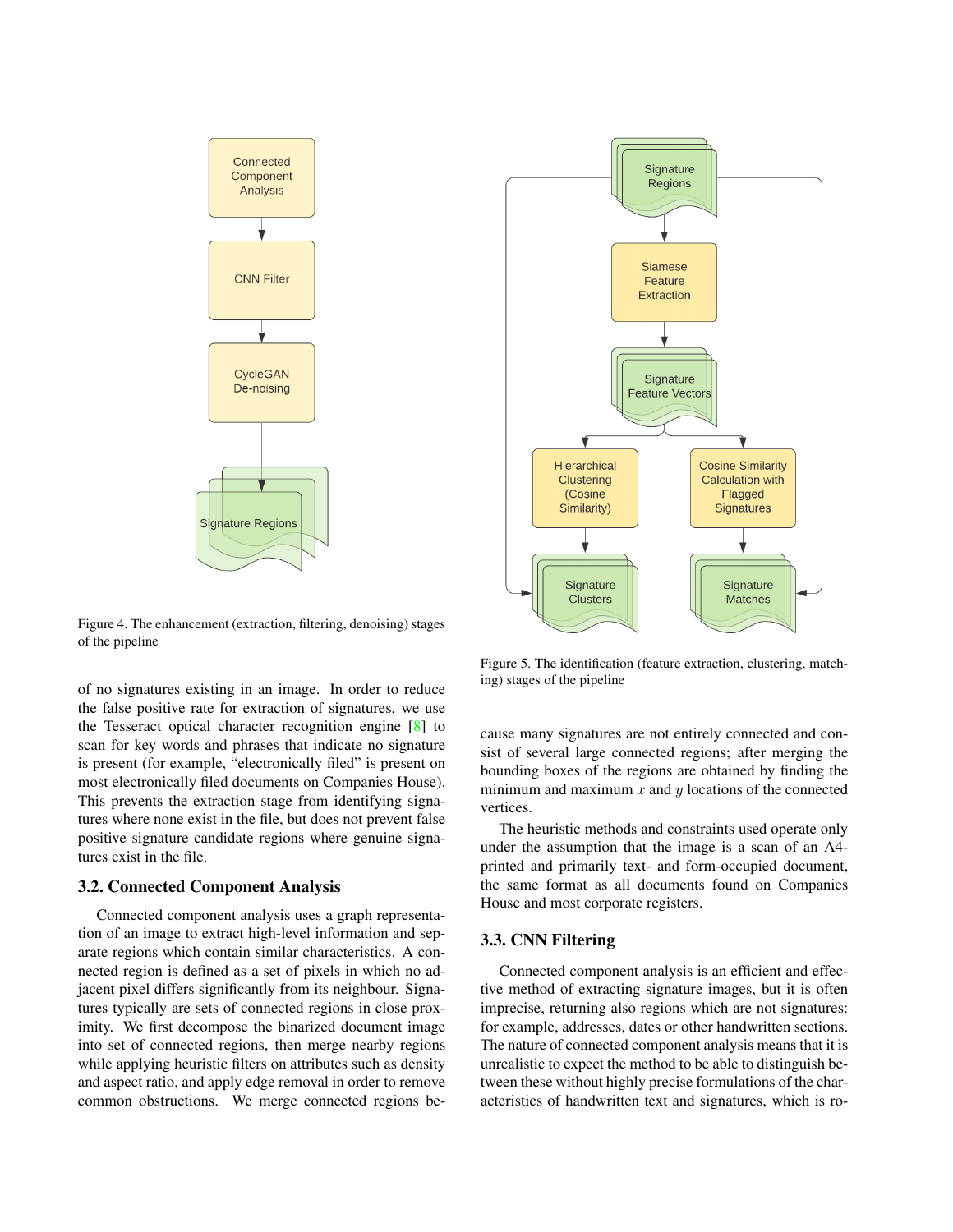Figure 4. The enhancement (extraction, filtering, denoising) stages of the pipeline

Figure 5. The identification (feature extraction, clustering, matching) stages of the pipeline

of no signatures existing in an image. In order to reduce the false positive rate for extraction of signatures, we use the Tesseract optical character recognition engine [8] to scan for key words and phrases that indicate no signature is present (for example, "electronically filed" is present on most electronically filed documents on Companies House). This prevents the extraction stage from identifying signatures where none exist in the file, but does not prevent false positive signature candidate regions where genuine signatures exist in the file.

### 3.2. Connected Component Analysis

Connected component analysis uses a graph representation of an image to extract high-level information and separate regions which contain similar characteristics. A connected region is defined as a set of pixels in which no adjacent pixel differs significantly from its neighbour. Signatures typically are sets of connected regions in close proximity. We first decompose the binarized document image into set of connected regions, then merge nearby regions while applying heuristic filters on attributes such as density and aspect ratio, and apply edge removal in order to remove common obstructions. We merge connected regions because many signatures are not entirely connected and consist of several large connected regions; after merging the bounding boxes of the regions are obtained by finding the minimum and maximum $x$ and $y$ locations of the connected vertices.

The heuristic methods and constraints used operate only under the assumption that the image is a scan of an A4-printed and primarily text- and form-occupied document, the same format as all documents found on Companies House and most corporate registers.

### 3.3. CNN Filtering

Connected component analysis is an efficient and effective method of extracting signature images, but it is often imprecise, returning also regions which are not signatures: for example, addresses, dates or other handwritten sections. The nature of connected component analysis means that it is unrealistic to expect the method to be able to distinguish between these without highly precise formulations of the characteristics of handwritten text and signatures, which is ro-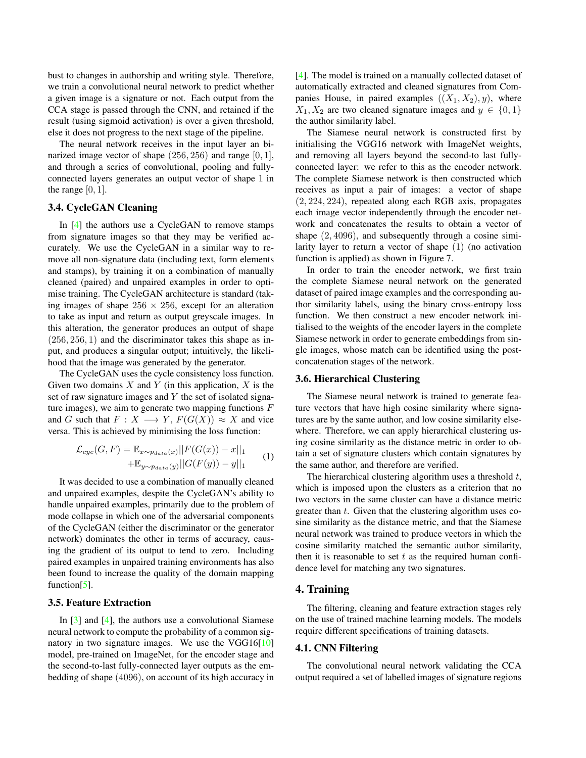bust to changes in authorship and writing style. Therefore, we train a convolutional neural network to predict whether a given image is a signature or not. Each output from the CCA stage is passed through the CNN, and retained if the result (using sigmoid activation) is over a given threshold, else it does not progress to the next stage of the pipeline.

The neural network receives in the input layer an binarized image vector of shape $(256, 256)$ and range $[0, 1]$, and through a series of convolutional, pooling and fully-connected layers generates an output vector of shape 1 in the range $[0, 1]$.

### 3.4. CycleGAN Cleaning

In [4] the authors use a CycleGAN to remove stamps from signature images so that they may be verified accurately. We use the CycleGAN in a similar way to remove all non-signature data (including text, form elements and stamps), by training it on a combination of manually cleaned (paired) and unpaired examples in order to optimise training. The CycleGAN architecture is standard (taking images of shape $256 \times 256$, except for an alteration to take as input and return as output greyscale images. In this alteration, the generator produces an output of shape $(256, 256, 1)$ and the discriminator takes this shape as input, and produces a singular output; intuitively, the likelihood that the image was generated by the generator.

The CycleGAN uses the cycle consistency loss function. Given two domains $X$ and $Y$ (in this application, $X$ is the set of raw signature images and $Y$ the set of isolated signature images), we aim to generate two mapping functions $F$ and $G$ such that $F : X \longrightarrow Y$, $F(G(X)) \approx X$ and vice versa. This is achieved by minimising the loss function:

$$\mathcal{L}_{cyc}(G, F) = \mathbb{E}_{x \sim p_{data}(x)} ||F(G(x)) - x||_1 + \mathbb{E}_{y \sim p_{data}(y)} ||G(F(y)) - y||_1 \quad (1)$$

It was decided to use a combination of manually cleaned and unpaired examples, despite the CycleGAN's ability to handle unpaired examples, primarily due to the problem of mode collapse in which one of the adversarial components of the CycleGAN (either the discriminator or the generator network) dominates the other in terms of accuracy, causing the gradient of its output to tend to zero. Including paired examples in unpaired training environments has also been found to increase the quality of the domain mapping function[5].

### 3.5. Feature Extraction

In [3] and [4], the authors use a convolutional Siamese neural network to compute the probability of a common signatory in two signature images. We use the VGG16[10] model, pre-trained on ImageNet, for the encoder stage and the second-to-last fully-connected layer outputs as the embedding of shape $(4096)$, on account of its high accuracy in [4]. The model is trained on a manually collected dataset of automatically extracted and cleaned signatures from Companies House, in paired examples $((X_1, X_2), y)$, where $X_1, X_2$ are two cleaned signature images and $y \in \{0, 1\}$ the author similarity label.

The Siamese neural network is constructed first by initialising the VGG16 network with ImageNet weights, and removing all layers beyond the second-to last fully-connected layer: we refer to this as the encoder network. The complete Siamese network is then constructed which receives as input a pair of images: a vector of shape $(2, 224, 224)$, repeated along each RGB axis, propagates each image vector independently through the encoder network and concatenates the results to obtain a vector of shape $(2, 4096)$, and subsequently through a cosine similarity layer to return a vector of shape $(1)$ (no activation function is applied) as shown in Figure 7.

In order to train the encoder network, we first train the complete Siamese neural network on the generated dataset of paired image examples and the corresponding author similarity labels, using the binary cross-entropy loss function. We then construct a new encoder network initialised to the weights of the encoder layers in the complete Siamese network in order to generate embeddings from single images, whose match can be identified using the post-concatenation stages of the network.

### 3.6. Hierarchical Clustering

The Siamese neural network is trained to generate feature vectors that have high cosine similarity where signatures are by the same author, and low cosine similarity elsewhere. Therefore, we can apply hierarchical clustering using cosine similarity as the distance metric in order to obtain a set of signature clusters which contain signatures by the same author, and therefore are verified.

The hierarchical clustering algorithm uses a threshold $t$, which is imposed upon the clusters as a criterion that no two vectors in the same cluster can have a distance metric greater than $t$. Given that the clustering algorithm uses cosine similarity as the distance metric, and that the Siamese neural network was trained to produce vectors in which the cosine similarity matched the semantic author similarity, then it is reasonable to set $t$ as the required human confidence level for matching any two signatures.

## 4. Training

The filtering, cleaning and feature extraction stages rely on the use of trained machine learning models. The models require different specifications of training datasets.

### 4.1. CNN Filtering

The convolutional neural network validating the CCA output required a set of labelled images of signature regions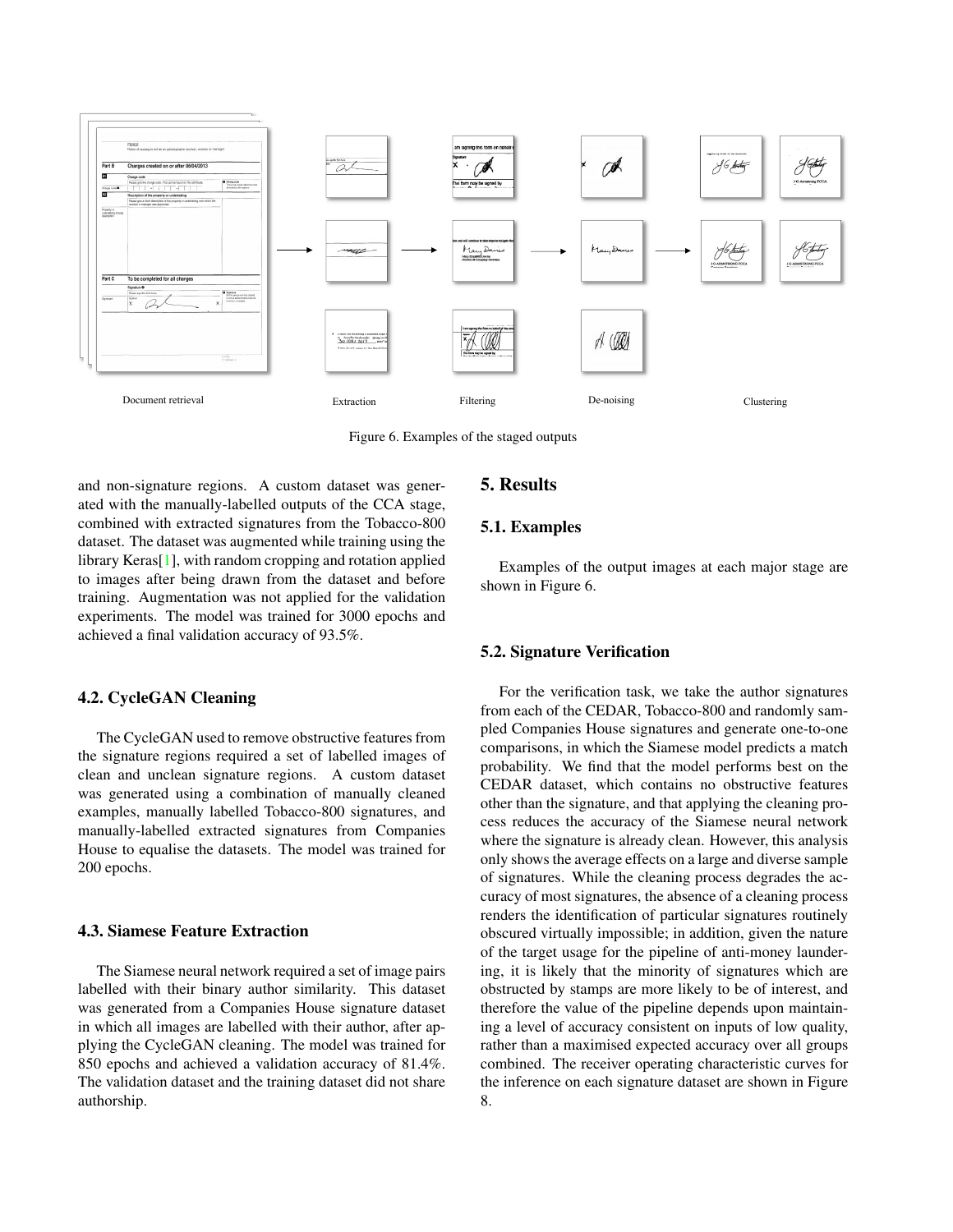Document retrieval | Extraction | Filtering | De-noising | Clustering

Figure 6. Examples of the staged outputs

and non-signature regions. A custom dataset was generated with the manually-labelled outputs of the CCA stage, combined with extracted signatures from the Tobacco-800 dataset. The dataset was augmented while training using the library Keras[1], with random cropping and rotation applied to images after being drawn from the dataset and before training. Augmentation was not applied for the validation experiments. The model was trained for 3000 epochs and achieved a final validation accuracy of 93.5%.

### 4.2. CycleGAN Cleaning

The CycleGAN used to remove obstructive features from the signature regions required a set of labelled images of clean and unclean signature regions. A custom dataset was generated using a combination of manually cleaned examples, manually labelled Tobacco-800 signatures, and manually-labelled extracted signatures from Companies House to equalise the datasets. The model was trained for 200 epochs.

### 4.3. Siamese Feature Extraction

The Siamese neural network required a set of image pairs labelled with their binary author similarity. This dataset was generated from a Companies House signature dataset in which all images are labelled with their author, after applying the CycleGAN cleaning. The model was trained for 850 epochs and achieved a validation accuracy of 81.4%. The validation dataset and the training dataset did not share authorship.

## 5. Results

### 5.1. Examples

Examples of the output images at each major stage are shown in Figure 6.

### 5.2. Signature Verification

For the verification task, we take the author signatures from each of the CEDAR, Tobacco-800 and randomly sampled Companies House signatures and generate one-to-one comparisons, in which the Siamese model predicts a match probability. We find that the model performs best on the CEDAR dataset, which contains no obstructive features other than the signature, and that applying the cleaning process reduces the accuracy of the Siamese neural network where the signature is already clean. However, this analysis only shows the average effects on a large and diverse sample of signatures. While the cleaning process degrades the accuracy of most signatures, the absence of a cleaning process renders the identification of particular signatures routinely obscured virtually impossible; in addition, given the nature of the target usage for the pipeline of anti-money laundering, it is likely that the minority of signatures which are obstructed by stamps are more likely to be of interest, and therefore the value of the pipeline depends upon maintaining a level of accuracy consistent on inputs of low quality, rather than a maximised expected accuracy over all groups combined. The receiver operating characteristic curves for the inference on each signature dataset are shown in Figure 8.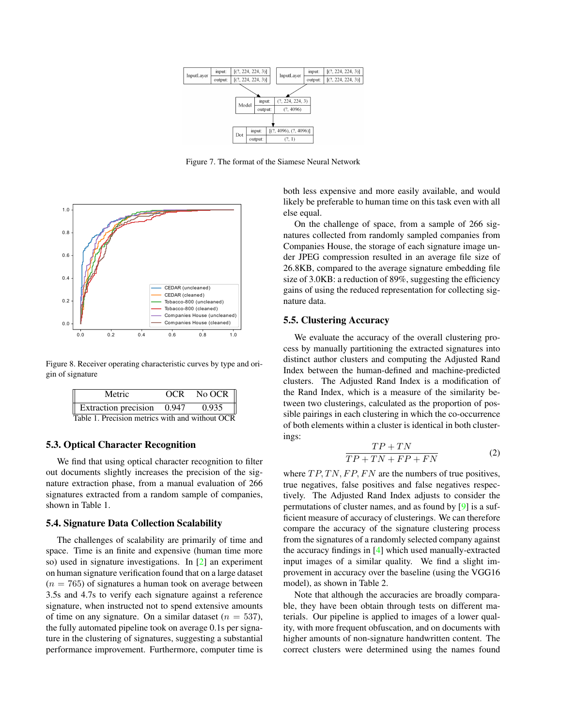Figure 7. The format of the Siamese Neural Network

Figure 8. Receiver operating characteristic curves by type and origin of signature

| Metric | OCR | No OCR |
|---|---|---|
| Extraction precision | 0.947 | 0.935 |

Table 1. Precision metrics with and without OCR

### 5.3. Optical Character Recognition

We find that using optical character recognition to filter out documents slightly increases the precision of the signature extraction phase, from a manual evaluation of 266 signatures extracted from a random sample of companies, shown in Table 1.

### 5.4. Signature Data Collection Scalability

The challenges of scalability are primarily of time and space. Time is an finite and expensive (human time more so) used in signature investigations. In [2] an experiment on human signature verification found that on a large dataset ($n = 765$) of signatures a human took on average between 3.5s and 4.7s to verify each signature against a reference signature, when instructed not to spend extensive amounts of time on any signature. On a similar dataset ($n = 537$), the fully automated pipeline took on average 0.1s per signature in the clustering of signatures, suggesting a substantial performance improvement. Furthermore, computer time is both less expensive and more easily available, and would likely be preferable to human time on this task even with all else equal.

On the challenge of space, from a sample of 266 signatures collected from randomly sampled companies from Companies House, the storage of each signature image under JPEG compression resulted in an average file size of 26.8KB, compared to the average signature embedding file size of 3.0KB: a reduction of 89%, suggesting the efficiency gains of using the reduced representation for collecting signature data.

### 5.5. Clustering Accuracy

We evaluate the accuracy of the overall clustering process by manually partitioning the extracted signatures into distinct author clusters and computing the Adjusted Rand Index between the human-defined and machine-predicted clusters. The Adjusted Rand Index is a modification of the Rand Index, which is a measure of the similarity between two clusterings, calculated as the proportion of possible pairings in each clustering in which the co-occurrence of both elements within a cluster is identical in both clusterings:

$$\frac{TP + TN}{TP + TN + FP + FN} \tag{2}$$

where $TP, TN, FP, FN$ are the numbers of true positives, true negatives, false positives and false negatives respectively. The Adjusted Rand Index adjusts to consider the permutations of cluster names, and as found by [9] is a sufficient measure of accuracy of clusterings. We can therefore compare the accuracy of the signature clustering process from the signatures of a randomly selected company against the accuracy findings in [4] which used manually-extracted input images of a similar quality. We find a slight improvement in accuracy over the baseline (using the VGG16 model), as shown in Table 2.

Note that although the accuracies are broadly comparable, they have been obtain through tests on different materials. Our pipeline is applied to images of a lower quality, with more frequent obfuscation, and on documents with higher amounts of non-signature handwritten content. The correct clusters were determined using the names found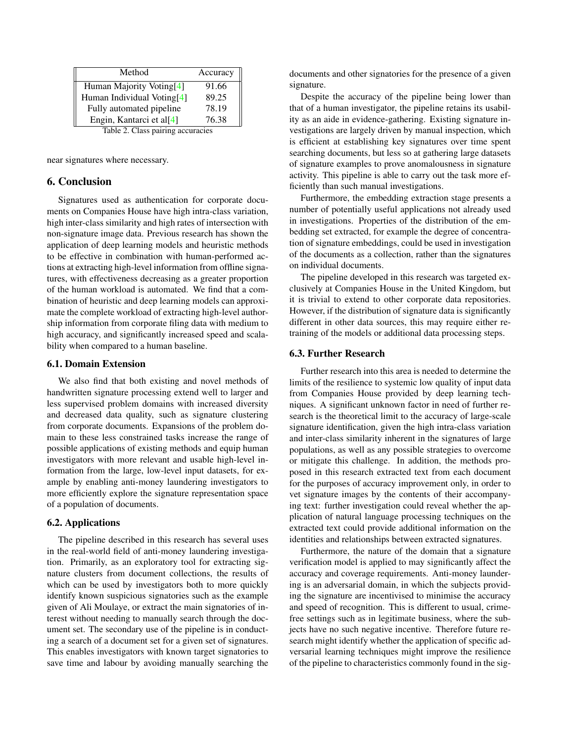| Method | Accuracy |
|---|---|
| Human Majority Voting[4] | 91.66 |
| Human Individual Voting[4] | 89.25 |
| Fully automated pipeline | 78.19 |
| Engin, Kantarci et al[4] | 76.38 |

Table 2. Class pairing accuracies

near signatures where necessary.

## 6. Conclusion

Signatures used as authentication for corporate documents on Companies House have high intra-class variation, high inter-class similarity and high rates of intersection with non-signature image data. Previous research has shown the application of deep learning models and heuristic methods to be effective in combination with human-performed actions at extracting high-level information from offline signatures, with effectiveness decreasing as a greater proportion of the human workload is automated. We find that a combination of heuristic and deep learning models can approximate the complete workload of extracting high-level authorship information from corporate filing data with medium to high accuracy, and significantly increased speed and scalability when compared to a human baseline.

### 6.1. Domain Extension

We also find that both existing and novel methods of handwritten signature processing extend well to larger and less supervised problem domains with increased diversity and decreased data quality, such as signature clustering from corporate documents. Expansions of the problem domain to these less constrained tasks increase the range of possible applications of existing methods and equip human investigators with more relevant and usable high-level information from the large, low-level input datasets, for example by enabling anti-money laundering investigators to more efficiently explore the signature representation space of a population of documents.

### 6.2. Applications

The pipeline described in this research has several uses in the real-world field of anti-money laundering investigation. Primarily, as an exploratory tool for extracting signature clusters from document collections, the results of which can be used by investigators both to more quickly identify known suspicious signatories such as the example given of Ali Moulaye, or extract the main signatories of interest without needing to manually search through the document set. The secondary use of the pipeline is in conducting a search of a document set for a given set of signatures. This enables investigators with known target signatories to save time and labour by avoiding manually searching the documents and other signatories for the presence of a given signature.

Despite the accuracy of the pipeline being lower than that of a human investigator, the pipeline retains its usability as an aide in evidence-gathering. Existing signature investigations are largely driven by manual inspection, which is efficient at establishing key signatures over time spent searching documents, but less so at gathering large datasets of signature examples to prove anomalousness in signature activity. This pipeline is able to carry out the task more efficiently than such manual investigations.

Furthermore, the embedding extraction stage presents a number of potentially useful applications not already used in investigations. Properties of the distribution of the embedding set extracted, for example the degree of concentration of signature embeddings, could be used in investigation of the documents as a collection, rather than the signatures on individual documents.

The pipeline developed in this research was targeted exclusively at Companies House in the United Kingdom, but it is trivial to extend to other corporate data repositories. However, if the distribution of signature data is significantly different in other data sources, this may require either retraining of the models or additional data processing steps.

### 6.3. Further Research

Further research into this area is needed to determine the limits of the resilience to systemic low quality of input data from Companies House provided by deep learning techniques. A significant unknown factor in need of further research is the theoretical limit to the accuracy of large-scale signature identification, given the high intra-class variation and inter-class similarity inherent in the signatures of large populations, as well as any possible strategies to overcome or mitigate this challenge. In addition, the methods proposed in this research extracted text from each document for the purposes of accuracy improvement only, in order to vet signature images by the contents of their accompanying text: further investigation could reveal whether the application of natural language processing techniques on the extracted text could provide additional information on the identities and relationships between extracted signatures.

Furthermore, the nature of the domain that a signature verification model is applied to may significantly affect the accuracy and coverage requirements. Anti-money laundering is an adversarial domain, in which the subjects providing the signature are incentivised to minimise the accuracy and speed of recognition. This is different to usual, crime-free settings such as in legitimate business, where the subjects have no such negative incentive. Therefore future research might identify whether the application of specific adversarial learning techniques might improve the resilience of the pipeline to characteristics commonly found in the sig-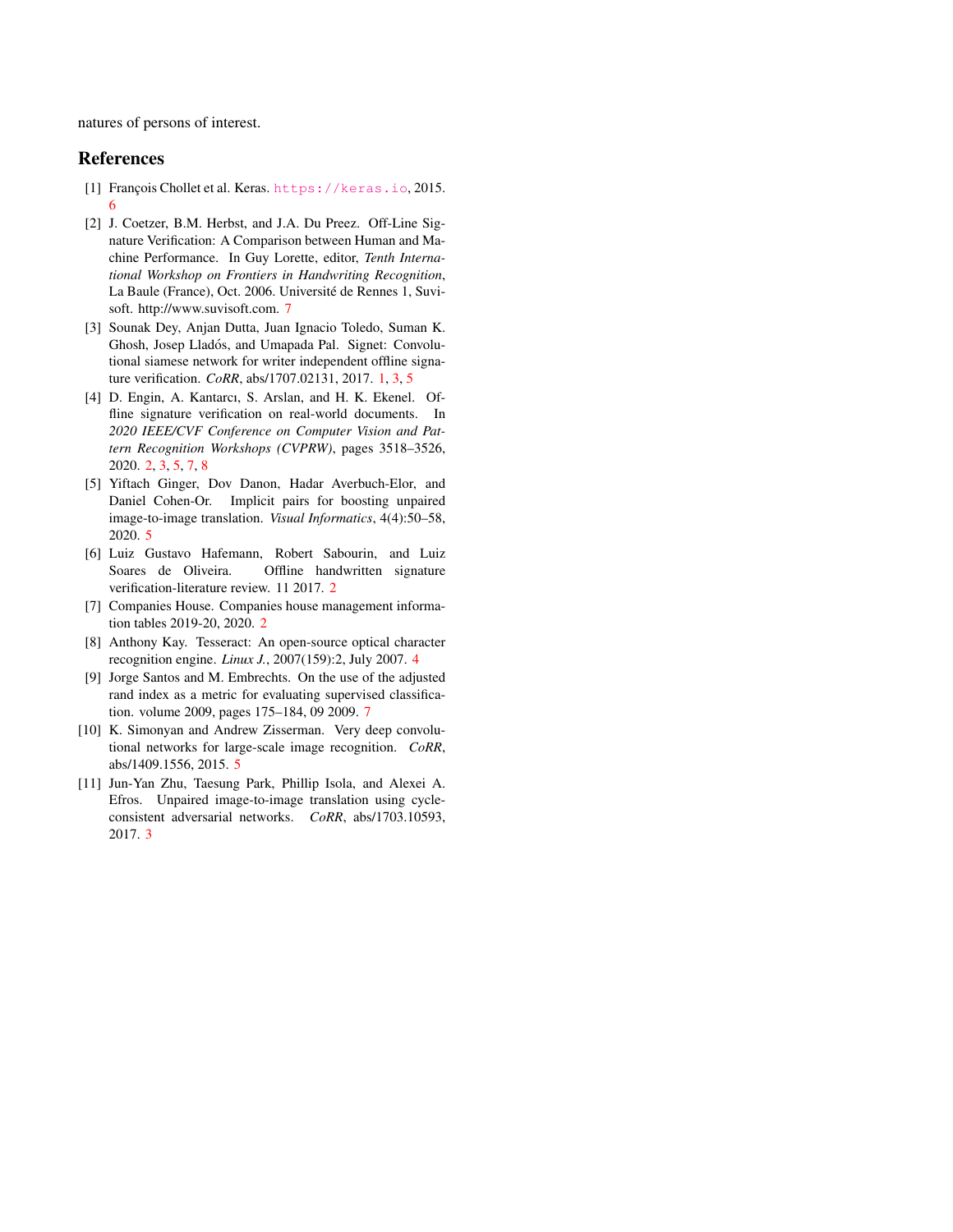natures of persons of interest.

## References

[1] François Chollet et al. Keras. https://keras.io, 2015. 6

[2] J. Coetzer, B.M. Herbst, and J.A. Du Preez. Off-Line Signature Verification: A Comparison between Human and Machine Performance. In Guy Lorette, editor, *Tenth International Workshop on Frontiers in Handwriting Recognition*, La Baule (France), Oct. 2006. Université de Rennes 1, Suvisoft. http://www.suvisoft.com. 7

[3] Sounak Dey, Anjan Dutta, Juan Ignacio Toledo, Suman K. Ghosh, Josep Lladós, and Umapada Pal. Signet: Convolutional siamese network for writer independent offline signature verification. *CoRR*, abs/1707.02131, 2017. 1, 3, 5

[4] D. Engin, A. Kantarcı, S. Arslan, and H. K. Ekenel. Offline signature verification on real-world documents. In *2020 IEEE/CVF Conference on Computer Vision and Pattern Recognition Workshops (CVPRW)*, pages 3518–3526, 2020. 2, 3, 5, 7, 8

[5] Yiftach Ginger, Dov Danon, Hadar Averbuch-Elor, and Daniel Cohen-Or. Implicit pairs for boosting unpaired image-to-image translation. *Visual Informatics*, 4(4):50–58, 2020. 5

[6] Luiz Gustavo Hafemann, Robert Sabourin, and Luiz Soares de Oliveira. Offline handwritten signature verification-literature review. 11 2017. 2

[7] Companies House. Companies house management information tables 2019-20, 2020. 2

[8] Anthony Kay. Tesseract: An open-source optical character recognition engine. *Linux J.*, 2007(159):2, July 2007. 4

[9] Jorge Santos and M. Embrechts. On the use of the adjusted rand index as a metric for evaluating supervised classification. volume 2009, pages 175–184, 09 2009. 7

[10] K. Simonyan and Andrew Zisserman. Very deep convolutional networks for large-scale image recognition. *CoRR*, abs/1409.1556, 2015. 5

[11] Jun-Yan Zhu, Taesung Park, Phillip Isola, and Alexei A. Efros. Unpaired image-to-image translation using cycle-consistent adversarial networks. *CoRR*, abs/1703.10593, 2017. 3